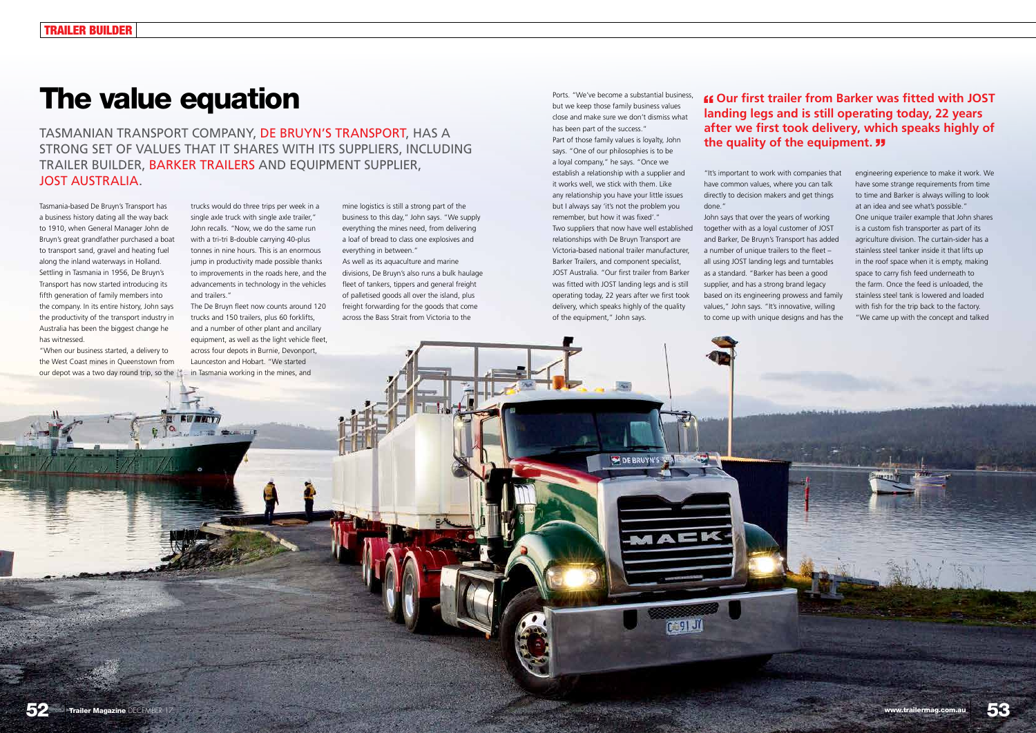# The value equation

TASMANIAN TRANSPORT COMPANY, DE BRUYN'S TRANSPORT, HAS A STRONG SET OF VALUES THAT IT SHARES WITH ITS SUPPLIERS, INCLUDING TRAILER BUILDER, BARKER TRAILERS AND EQUIPMENT SUPPLIER, JOST AUSTRALIA.

Tasmania-based De Bruyn's Transport has a business history dating all the way back to 1910, when General Manager John de Bruyn's great grandfather purchased a boat to transport sand, gravel and heating fuel along the inland waterways in Holland. Settling in Tasmania in 1956, De Bruyn's Transport has now started introducing its fifth generation of family members into the company. In its entire history, John says the productivity of the transport industry in Australia has been the biggest change he has witnessed.

"When our business started, a delivery to the West Coast mines in Queenstown from our depot was a two day round trip, so the trucks would do three trips per week in a single axle truck with single axle trailer," John recalls. "Now, we do the same run with a tri-tri B-double carrying 40-plus tonnes in nine hours. This is an enormous jump in productivity made possible thanks to improvements in the roads here, and the advancements in technology in the vehicles and trailers."

The De Bruyn fleet now counts around 120 trucks and 150 trailers, plus 60 forklifts, and a number of other plant and ancillary equipment, as well as the light vehicle fleet, across four depots in Burnie, Devonport, Launceston and Hobart. "We started in Tasmania working in the mines, and mine logistics is still a strong part of the business to this day," John says. "We supply everything the mines need, from delivering a loaf of bread to class one explosives and everything in between."

As well as its aquaculture and marine divisions, De Bruyn's also runs a bulk haulage fleet of tankers, tippers and general freight of palletised goods all over the island, plus freight forwarding for the goods that come across the Bass Strait from Victoria to the Ports. "We've become a substantial business, but we keep those family business values close and make sure we don't dismiss what has been part of the success."

Part of those family values is loyalty, John says. "One of our philosophies is to be a loyal company," he says. "Once we establish a relationship with a supplier and it works well, we stick with them. Like any relationship you have your little issues but I always say 'it's not the problem you remember, but how it was fixed'."

Two suppliers that now have well established relationships with De Bruyn Transport are Victoria-based national trailer manufacturer, Barker Trailers, and component specialist, JOST Australia. "Our first trailer from Barker was fitted with JOST landing legs and is still operating today, 22 years after we first took delivery, which speaks highly of the quality of the equipment," John says.

> **"Our first trailer from Barker was fitted with JOST landing legs and is still operating today, 22 years after we first took delivery, which speaks highly of the quality of the equipment."**

"It's important to work with companies that have common values, where you can talk directly to decision makers and get things done."

John says that over the years of working together with as a loyal customer of JOST and Barker, De Bruyn's Transport has added a number of unique trailers to the fleet – all using JOST landing legs and turntables as a standard. "Barker has been a good supplier, and has a strong brand legacy based on its engineering prowess and family values," John says. "It's innovative, willing to come up with unique designs and has the engineering experience to make it work. We have some strange requirements from time to time and Barker is always willing to look at an idea and see what's possible."

One unique trailer example that John shares is a custom fish transporter as part of its agriculture division. The curtain-sider has a stainless steel tanker inside it that lifts up in the roof space when it is empty, making space to carry fish feed underneath to the farm. Once the feed is unloaded, the stainless steel tank is lowered and loaded with fish for the trip back to the factory.

"We came up with the concept and talked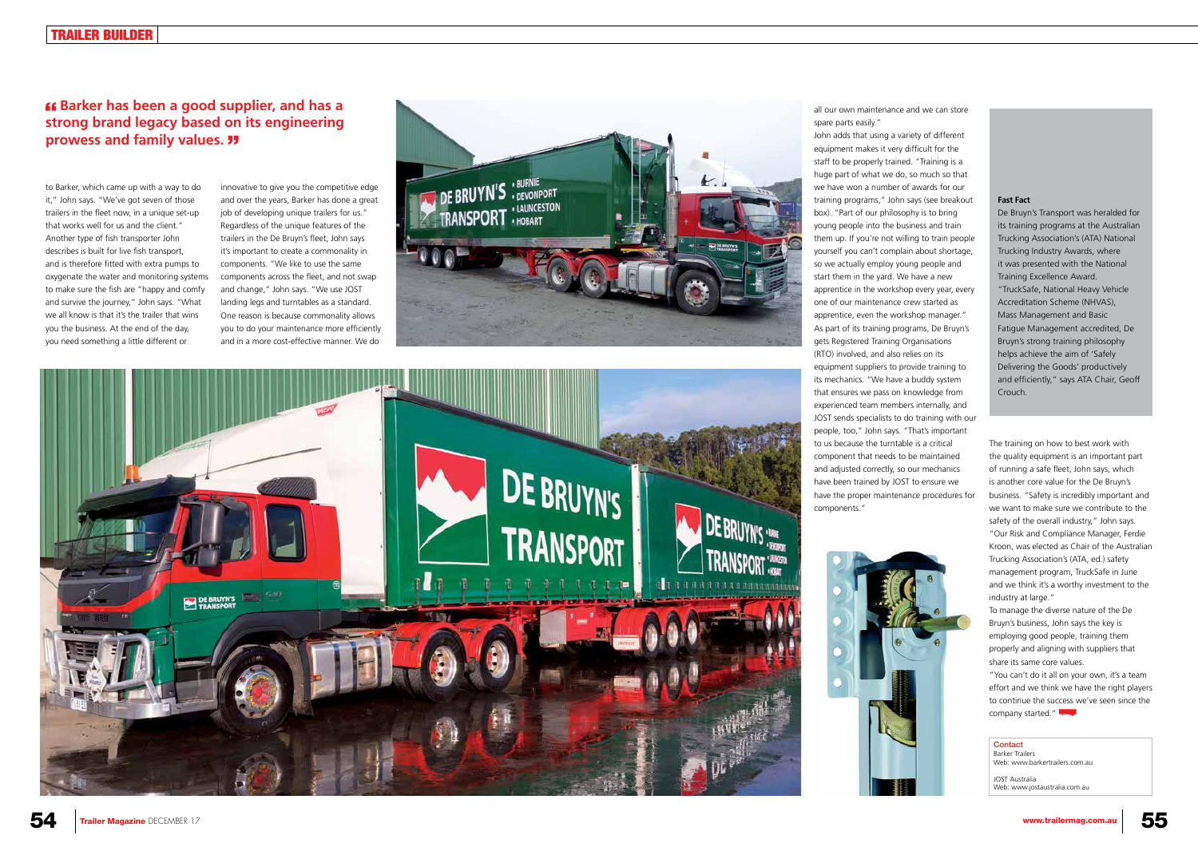> **"Barker has been a good supplier, and has a strong brand legacy based on its engineering prowess and family values."**

to Barker, which came up with a way to do it," John says. "We've got seven of those trailers in the fleet now, in a unique set-up that works well for us and the client."

Another type of fish transporter John describes is built for live fish transport, and is therefore fitted with extra pumps to oxygenate the water and monitoring systems to make sure the fish are "happy and comfy and survive the journey," John says. "What we all know is that it's the trailer that wins you the business. At the end of the day, you need something a little different or innovative to give you the competitive edge and over the years, Barker has done a great job of developing unique trailers for us."

Regardless of the unique features of the trailers in the De Bruyn's fleet, John says it's important to create a commonality in components. "We like to use the same components across the fleet, and not swap and change," John says. "We use JOST landing legs and turntables as a standard. One reason is because commonality allows you to do your maintenance more efficiently and in a more cost-effective manner. We do all our own maintenance and we can store spare parts easily."

John adds that using a variety of different equipment makes it very difficult for the staff to be properly trained. "Training is a huge part of what we do, so much so that we have won a number of awards for our training programs," John says (see breakout box). "Part of our philosophy is to bring young people into the business and train them up. If you're not willing to train people yourself you can't complain about shortage, so we actually employ young people and start them in the yard. We have a new apprentice in the workshop every year, every one of our maintenance crew started as apprentice, even the workshop manager."

As part of its training programs, De Bruyn's gets Registered Training Organisations (RTO) involved, and also relies on its equipment suppliers to provide training to its mechanics. "We have a buddy system that ensures we pass on knowledge from experienced team members internally, and JOST sends specialists to do training with our people, too," John says. "That's important to us because the turntable is a critical component that needs to be maintained and adjusted correctly, so our mechanics have been trained by JOST to ensure we have the proper maintenance procedures for components."

**Fast Fact**

De Bruyn's Transport was heralded for its training programs at the Australian Trucking Association's (ATA) National Trucking Industry Awards, where it was presented with the National Training Excellence Award.

"TruckSafe, National Heavy Vehicle Accreditation Scheme (NHVAS), Mass Management and Basic Fatigue Management accredited, De Bruyn's strong training philosophy helps achieve the aim of 'Safely Delivering the Goods' productively and efficiently," says ATA Chair, Geoff Crouch.

The training on how to best work with the quality equipment is an important part of running a safe fleet, John says, which is another core value for the De Bruyn's business. "Safety is incredibly important and we want to make sure we contribute to the safety of the overall industry," John says. "Our Risk and Compliance Manager, Ferdie Kroon, was elected as Chair of the Australian Trucking Association's (ATA, ed.) safety management program, TruckSafe in June and we think it's a worthy investment to the industry at large."

To manage the diverse nature of the De Bruyn's business, John says the key is employing good people, training them properly and aligning with suppliers that share its same core values.

"You can't do it all on your own, it's a team effort and we think we have the right players to continue the success we've seen since the company started."

**Contact**

Barker Trailers
Web: www.barkertrailers.com.au

JOST Australia
Web: www.jostaustralia.com.au